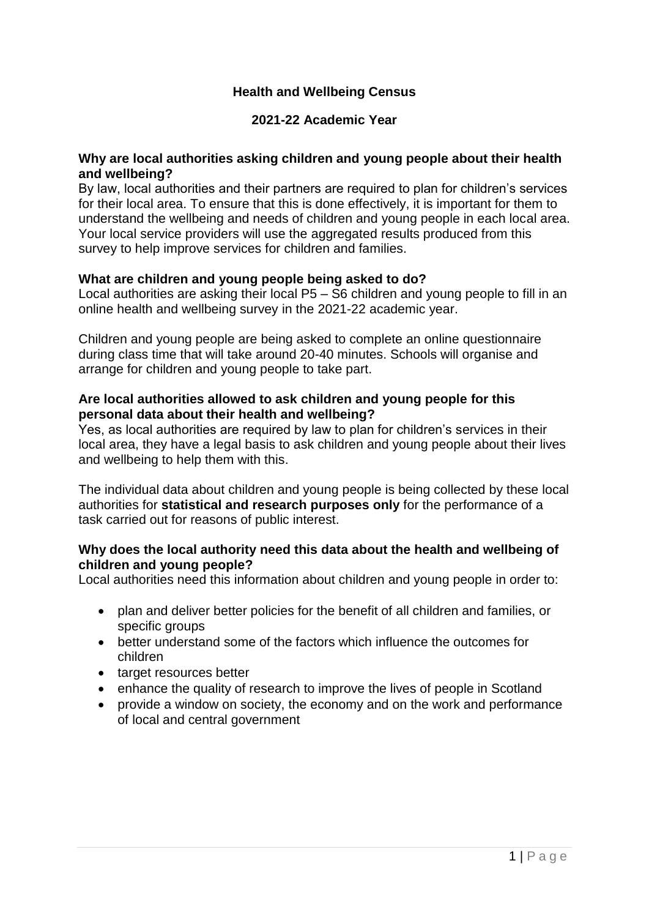# Health and Wellbeing Census

## 2021-22 Academic Year

### Why are local authorities asking children and young people about their health and wellbeing?

By law, local authorities and their partners are required to plan for children's services for their local area. To ensure that this is done effectively, it is important for them to understand the wellbeing and needs of children and young people in each local area. Your local service providers will use the aggregated results produced from this survey to help improve services for children and families.

### What are children and young people being asked to do?

Local authorities are asking their local P5 – S6 children and young people to fill in an online health and wellbeing survey in the 2021-22 academic year.

Children and young people are being asked to complete an online questionnaire during class time that will take around 20-40 minutes. Schools will organise and arrange for children and young people to take part.

### Are local authorities allowed to ask children and young people for this personal data about their health and wellbeing?

Yes, as local authorities are required by law to plan for children's services in their local area, they have a legal basis to ask children and young people about their lives and wellbeing to help them with this.

The individual data about children and young people is being collected by these local authorities for **statistical and research purposes only** for the performance of a task carried out for reasons of public interest.

### Why does the local authority need this data about the health and wellbeing of children and young people?

Local authorities need this information about children and young people in order to:

- plan and deliver better policies for the benefit of all children and families, or specific groups
- better understand some of the factors which influence the outcomes for children
- target resources better
- enhance the quality of research to improve the lives of people in Scotland
- provide a window on society, the economy and on the work and performance of local and central government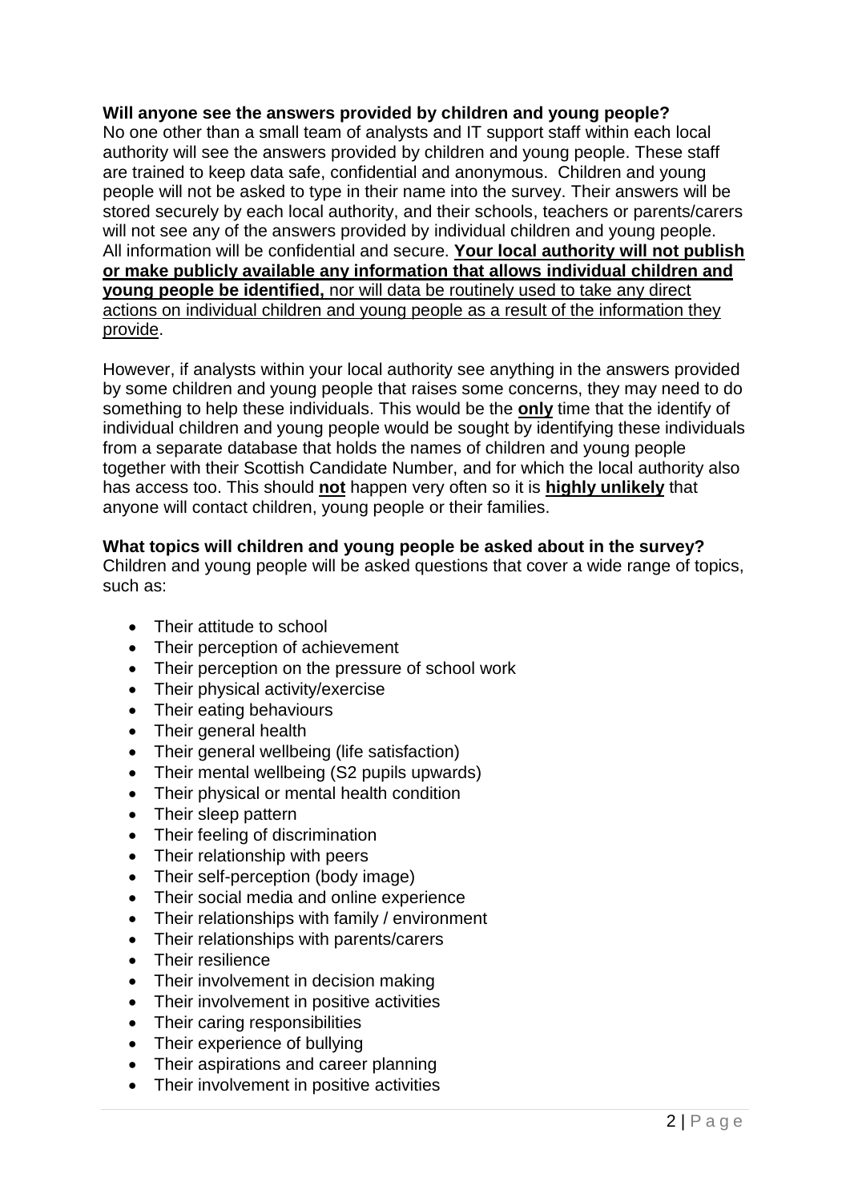**Will anyone see the answers provided by children and young people?**
No one other than a small team of analysts and IT support staff within each local authority will see the answers provided by children and young people. These staff are trained to keep data safe, confidential and anonymous. Children and young people will not be asked to type in their name into the survey. Their answers will be stored securely by each local authority, and their schools, teachers or parents/carers will not see any of the answers provided by individual children and young people. All information will be confidential and secure. <u>**Your local authority will not publish or make publicly available any information that allows individual children and young people be identified,**</u> <u>nor will data be routinely used to take any direct actions on individual children and young people as a result of the information they provide</u>.

However, if analysts within your local authority see anything in the answers provided by some children and young people that raises some concerns, they may need to do something to help these individuals. This would be the <u>**only**</u> time that the identify of individual children and young people would be sought by identifying these individuals from a separate database that holds the names of children and young people together with their Scottish Candidate Number, and for which the local authority also has access too. This should <u>**not**</u> happen very often so it is <u>**highly unlikely**</u> that anyone will contact children, young people or their families.

**What topics will children and young people be asked about in the survey?**
Children and young people will be asked questions that cover a wide range of topics, such as:

- Their attitude to school
- Their perception of achievement
- Their perception on the pressure of school work
- Their physical activity/exercise
- Their eating behaviours
- Their general health
- Their general wellbeing (life satisfaction)
- Their mental wellbeing (S2 pupils upwards)
- Their physical or mental health condition
- Their sleep pattern
- Their feeling of discrimination
- Their relationship with peers
- Their self-perception (body image)
- Their social media and online experience
- Their relationships with family / environment
- Their relationships with parents/carers
- Their resilience
- Their involvement in decision making
- Their involvement in positive activities
- Their caring responsibilities
- Their experience of bullying
- Their aspirations and career planning
- Their involvement in positive activities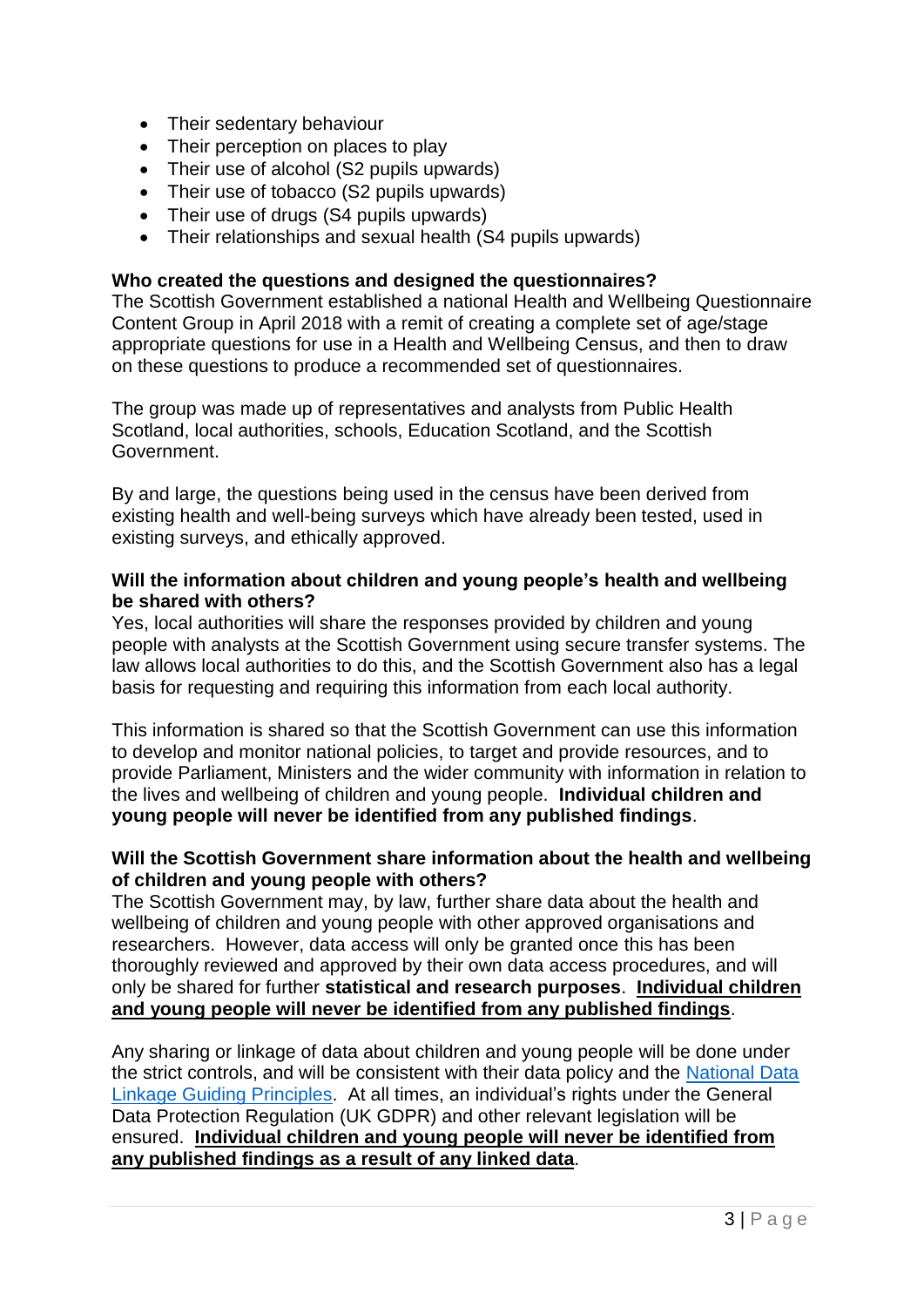- Their sedentary behaviour
- Their perception on places to play
- Their use of alcohol (S2 pupils upwards)
- Their use of tobacco (S2 pupils upwards)
- Their use of drugs (S4 pupils upwards)
- Their relationships and sexual health (S4 pupils upwards)

**Who created the questions and designed the questionnaires?**

The Scottish Government established a national Health and Wellbeing Questionnaire Content Group in April 2018 with a remit of creating a complete set of age/stage appropriate questions for use in a Health and Wellbeing Census, and then to draw on these questions to produce a recommended set of questionnaires.

The group was made up of representatives and analysts from Public Health Scotland, local authorities, schools, Education Scotland, and the Scottish Government.

By and large, the questions being used in the census have been derived from existing health and well-being surveys which have already been tested, used in existing surveys, and ethically approved.

**Will the information about children and young people's health and wellbeing be shared with others?**

Yes, local authorities will share the responses provided by children and young people with analysts at the Scottish Government using secure transfer systems. The law allows local authorities to do this, and the Scottish Government also has a legal basis for requesting and requiring this information from each local authority.

This information is shared so that the Scottish Government can use this information to develop and monitor national policies, to target and provide resources, and to provide Parliament, Ministers and the wider community with information in relation to the lives and wellbeing of children and young people. **Individual children and young people will never be identified from any published findings**.

**Will the Scottish Government share information about the health and wellbeing of children and young people with others?**

The Scottish Government may, by law, further share data about the health and wellbeing of children and young people with other approved organisations and researchers. However, data access will only be granted once this has been thoroughly reviewed and approved by their own data access procedures, and will only be shared for further **statistical and research purposes**. **Individual children and young people will never be identified from any published findings**.

Any sharing or linkage of data about children and young people will be done under the strict controls, and will be consistent with their data policy and the [National Data Linkage Guiding Principles](). At all times, an individual's rights under the General Data Protection Regulation (UK GDPR) and other relevant legislation will be ensured. **Individual children and young people will never be identified from any published findings as a result of any linked data**.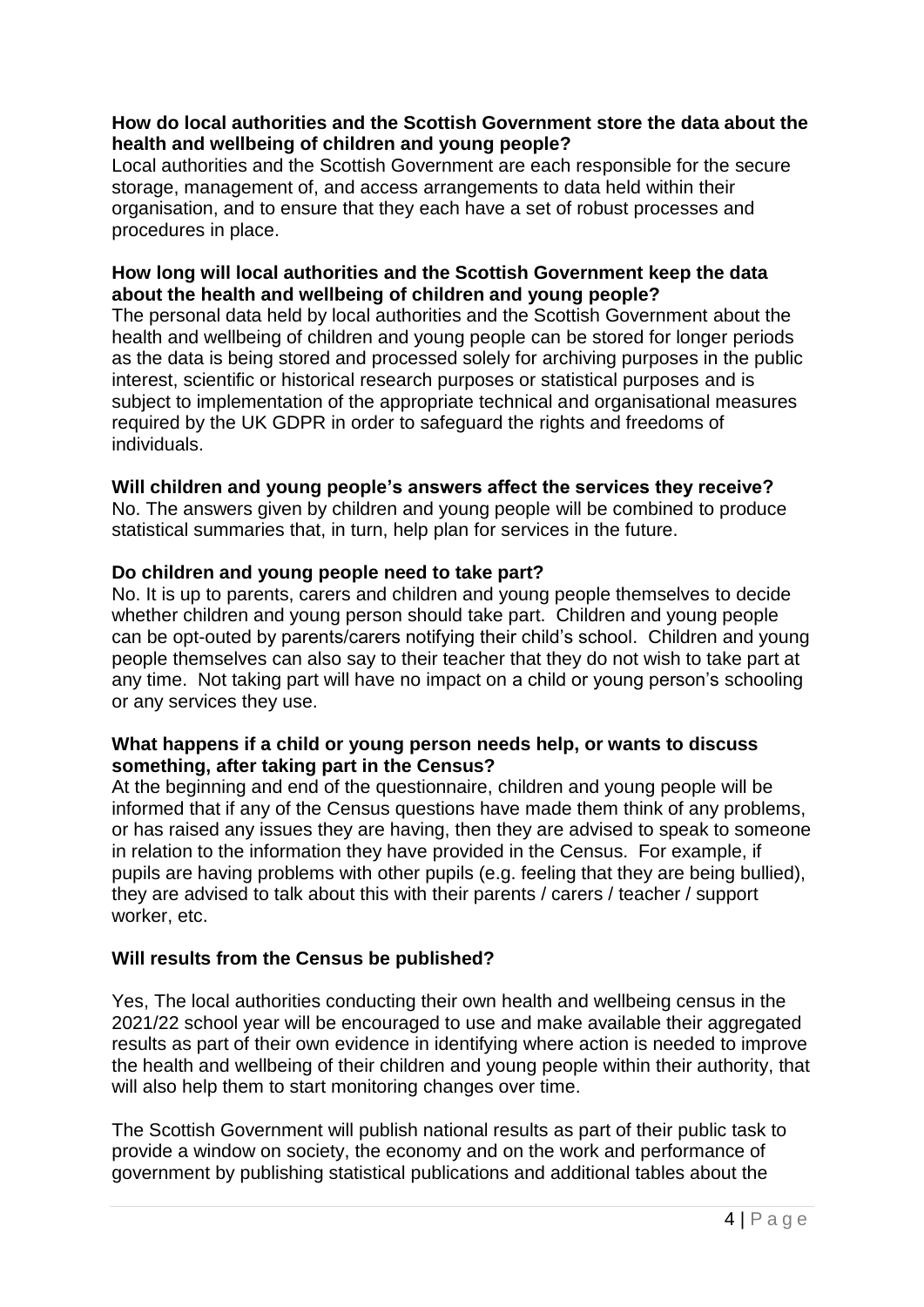**How do local authorities and the Scottish Government store the data about the health and wellbeing of children and young people?**

Local authorities and the Scottish Government are each responsible for the secure storage, management of, and access arrangements to data held within their organisation, and to ensure that they each have a set of robust processes and procedures in place.

**How long will local authorities and the Scottish Government keep the data about the health and wellbeing of children and young people?**

The personal data held by local authorities and the Scottish Government about the health and wellbeing of children and young people can be stored for longer periods as the data is being stored and processed solely for archiving purposes in the public interest, scientific or historical research purposes or statistical purposes and is subject to implementation of the appropriate technical and organisational measures required by the UK GDPR in order to safeguard the rights and freedoms of individuals.

**Will children and young people's answers affect the services they receive?**

No. The answers given by children and young people will be combined to produce statistical summaries that, in turn, help plan for services in the future.

**Do children and young people need to take part?**

No. It is up to parents, carers and children and young people themselves to decide whether children and young person should take part. Children and young people can be opt-outed by parents/carers notifying their child's school. Children and young people themselves can also say to their teacher that they do not wish to take part at any time. Not taking part will have no impact on a child or young person's schooling or any services they use.

**What happens if a child or young person needs help, or wants to discuss something, after taking part in the Census?**

At the beginning and end of the questionnaire, children and young people will be informed that if any of the Census questions have made them think of any problems, or has raised any issues they are having, then they are advised to speak to someone in relation to the information they have provided in the Census. For example, if pupils are having problems with other pupils (e.g. feeling that they are being bullied), they are advised to talk about this with their parents / carers / teacher / support worker, etc.

**Will results from the Census be published?**

Yes, The local authorities conducting their own health and wellbeing census in the 2021/22 school year will be encouraged to use and make available their aggregated results as part of their own evidence in identifying where action is needed to improve the health and wellbeing of their children and young people within their authority, that will also help them to start monitoring changes over time.

The Scottish Government will publish national results as part of their public task to provide a window on society, the economy and on the work and performance of government by publishing statistical publications and additional tables about the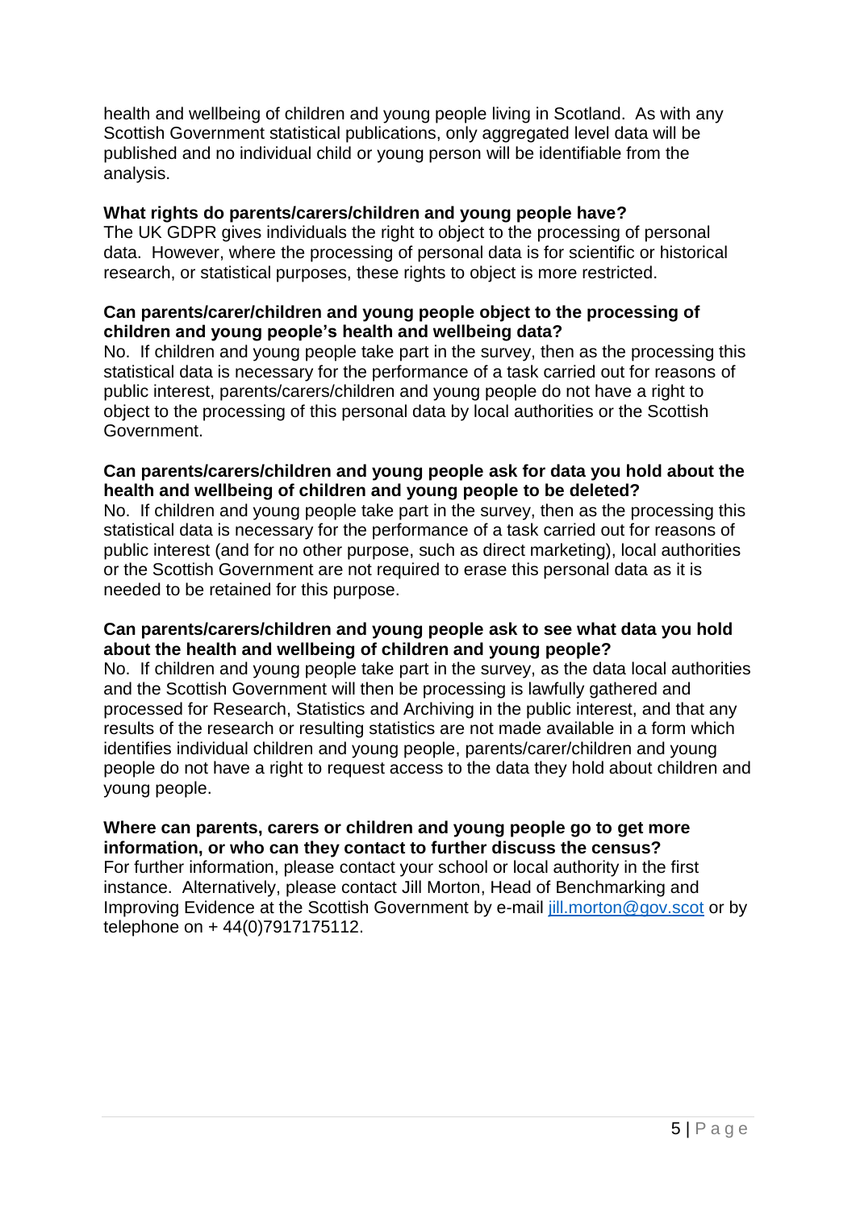health and wellbeing of children and young people living in Scotland. As with any Scottish Government statistical publications, only aggregated level data will be published and no individual child or young person will be identifiable from the analysis.

**What rights do parents/carers/children and young people have?**

The UK GDPR gives individuals the right to object to the processing of personal data. However, where the processing of personal data is for scientific or historical research, or statistical purposes, these rights to object is more restricted.

**Can parents/carer/children and young people object to the processing of children and young people's health and wellbeing data?**

No. If children and young people take part in the survey, then as the processing this statistical data is necessary for the performance of a task carried out for reasons of public interest, parents/carers/children and young people do not have a right to object to the processing of this personal data by local authorities or the Scottish Government.

**Can parents/carers/children and young people ask for data you hold about the health and wellbeing of children and young people to be deleted?**

No. If children and young people take part in the survey, then as the processing this statistical data is necessary for the performance of a task carried out for reasons of public interest (and for no other purpose, such as direct marketing), local authorities or the Scottish Government are not required to erase this personal data as it is needed to be retained for this purpose.

**Can parents/carers/children and young people ask to see what data you hold about the health and wellbeing of children and young people?**

No. If children and young people take part in the survey, as the data local authorities and the Scottish Government will then be processing is lawfully gathered and processed for Research, Statistics and Archiving in the public interest, and that any results of the research or resulting statistics are not made available in a form which identifies individual children and young people, parents/carer/children and young people do not have a right to request access to the data they hold about children and young people.

**Where can parents, carers or children and young people go to get more information, or who can they contact to further discuss the census?**

For further information, please contact your school or local authority in the first instance. Alternatively, please contact Jill Morton, Head of Benchmarking and Improving Evidence at the Scottish Government by e-mail [jill.morton@gov.scot](mailto:jill.morton@gov.scot) or by telephone on + 44(0)7917175112.